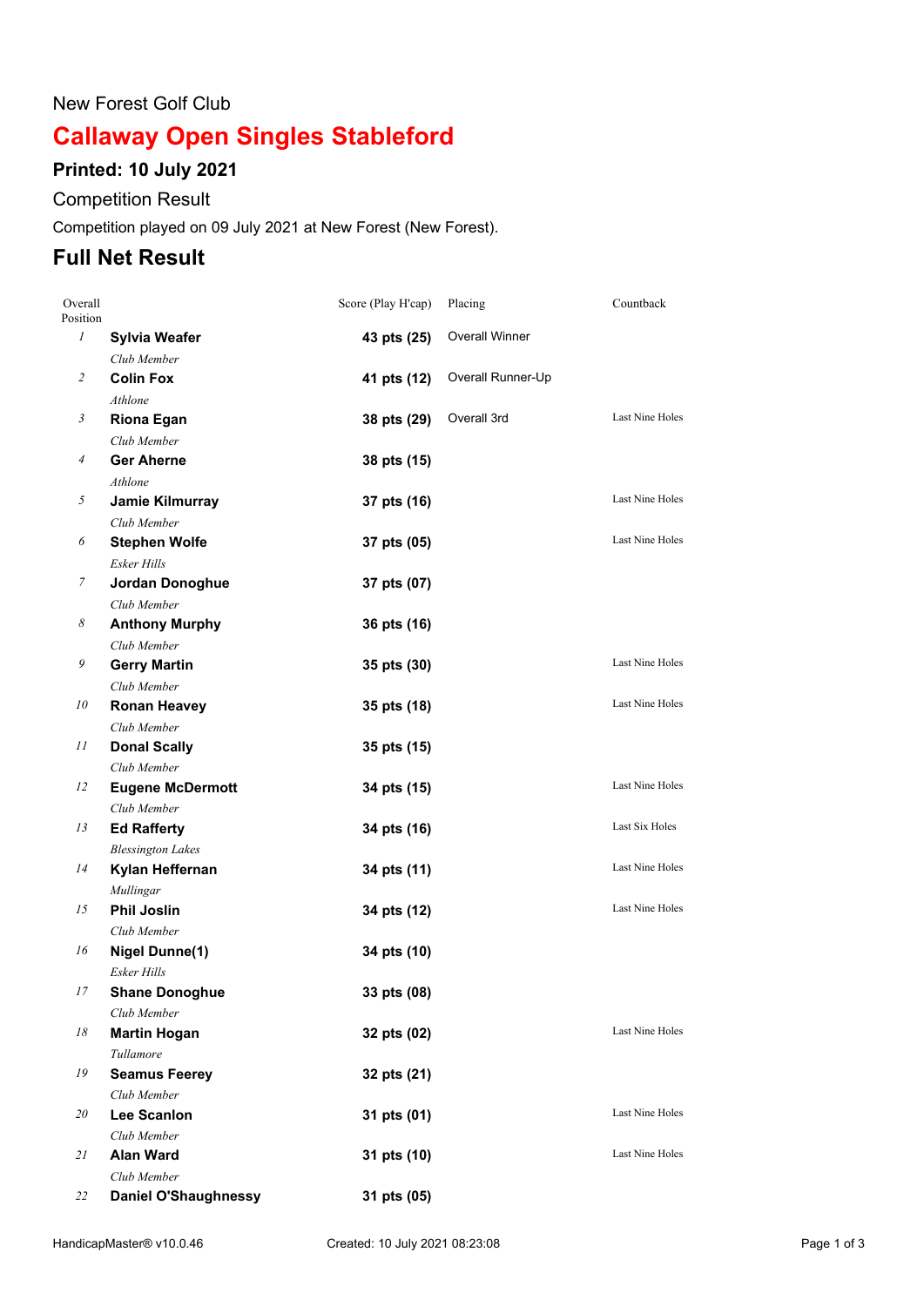New Forest Golf Club

# Callaway Open Singles Stableford

## Printed: 10 July 2021

Competition Result

Competition played on 09 July 2021 at New Forest (New Forest).

## Full Net Result

| Overall Position | | Score (Play H'cap) | Placing | Countback |
|---|---|---|---|---|
| 1 | **Sylvia Weafer**<br>*Club Member* | **43 pts (25)** | Overall Winner | |
| 2 | **Colin Fox**<br>*Athlone* | **41 pts (12)** | Overall Runner-Up | |
| 3 | **Riona Egan**<br>*Club Member* | **38 pts (29)** | Overall 3rd | Last Nine Holes |
| 4 | **Ger Aherne**<br>*Athlone* | **38 pts (15)** | | |
| 5 | **Jamie Kilmurray**<br>*Club Member* | **37 pts (16)** | | Last Nine Holes |
| 6 | **Stephen Wolfe**<br>*Esker Hills* | **37 pts (05)** | | Last Nine Holes |
| 7 | **Jordan Donoghue**<br>*Club Member* | **37 pts (07)** | | |
| 8 | **Anthony Murphy**<br>*Club Member* | **36 pts (16)** | | |
| 9 | **Gerry Martin**<br>*Club Member* | **35 pts (30)** | | Last Nine Holes |
| 10 | **Ronan Heavey**<br>*Club Member* | **35 pts (18)** | | Last Nine Holes |
| 11 | **Donal Scally**<br>*Club Member* | **35 pts (15)** | | |
| 12 | **Eugene McDermott**<br>*Club Member* | **34 pts (15)** | | Last Nine Holes |
| 13 | **Ed Rafferty**<br>*Blessington Lakes* | **34 pts (16)** | | Last Six Holes |
| 14 | **Kylan Heffernan**<br>*Mullingar* | **34 pts (11)** | | Last Nine Holes |
| 15 | **Phil Joslin**<br>*Club Member* | **34 pts (12)** | | Last Nine Holes |
| 16 | **Nigel Dunne(1)**<br>*Esker Hills* | **34 pts (10)** | | |
| 17 | **Shane Donoghue**<br>*Club Member* | **33 pts (08)** | | |
| 18 | **Martin Hogan**<br>*Tullamore* | **32 pts (02)** | | Last Nine Holes |
| 19 | **Seamus Feerey**<br>*Club Member* | **32 pts (21)** | | |
| 20 | **Lee Scanlon**<br>*Club Member* | **31 pts (01)** | | Last Nine Holes |
| 21 | **Alan Ward**<br>*Club Member* | **31 pts (10)** | | Last Nine Holes |
| 22 | **Daniel O'Shaughnessy** | **31 pts (05)** | | |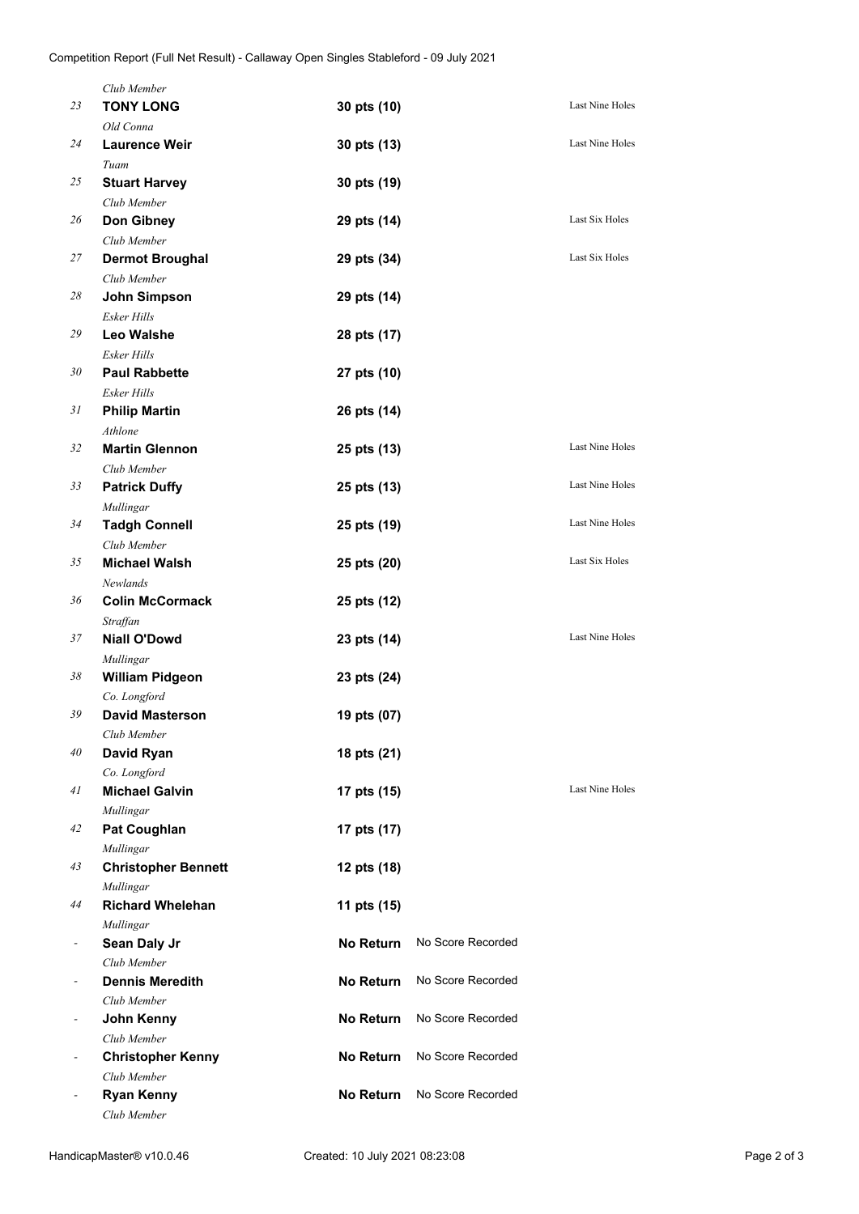*Club Member*

| Pos | Name | Club | Score | | Countback |
|---|---|---|---|---|---|
| 23 | **TONY LONG** | *Old Conna* | **30 pts (10)** | | Last Nine Holes |
| 24 | **Laurence Weir** | *Tuam* | **30 pts (13)** | | Last Nine Holes |
| 25 | **Stuart Harvey** | *Club Member* | **30 pts (19)** | | |
| 26 | **Don Gibney** | *Club Member* | **29 pts (14)** | | Last Six Holes |
| 27 | **Dermot Broughal** | *Club Member* | **29 pts (34)** | | Last Six Holes |
| 28 | **John Simpson** | *Esker Hills* | **29 pts (14)** | | |
| 29 | **Leo Walshe** | *Esker Hills* | **28 pts (17)** | | |
| 30 | **Paul Rabbette** | *Esker Hills* | **27 pts (10)** | | |
| 31 | **Philip Martin** | *Athlone* | **26 pts (14)** | | |
| 32 | **Martin Glennon** | *Club Member* | **25 pts (13)** | | Last Nine Holes |
| 33 | **Patrick Duffy** | *Mullingar* | **25 pts (13)** | | Last Nine Holes |
| 34 | **Tadgh Connell** | *Club Member* | **25 pts (19)** | | Last Nine Holes |
| 35 | **Michael Walsh** | *Newlands* | **25 pts (20)** | | Last Six Holes |
| 36 | **Colin McCormack** | *Straffan* | **25 pts (12)** | | |
| 37 | **Niall O'Dowd** | *Mullingar* | **23 pts (14)** | | Last Nine Holes |
| 38 | **William Pidgeon** | *Co. Longford* | **23 pts (24)** | | |
| 39 | **David Masterson** | *Club Member* | **19 pts (07)** | | |
| 40 | **David Ryan** | *Co. Longford* | **18 pts (21)** | | |
| 41 | **Michael Galvin** | *Mullingar* | **17 pts (15)** | | Last Nine Holes |
| 42 | **Pat Coughlan** | *Mullingar* | **17 pts (17)** | | |
| 43 | **Christopher Bennett** | *Mullingar* | **12 pts (18)** | | |
| 44 | **Richard Whelehan** | *Mullingar* | **11 pts (15)** | | |
| - | **Sean Daly Jr** | *Club Member* | **No Return** | No Score Recorded | |
| - | **Dennis Meredith** | *Club Member* | **No Return** | No Score Recorded | |
| - | **John Kenny** | *Club Member* | **No Return** | No Score Recorded | |
| - | **Christopher Kenny** | *Club Member* | **No Return** | No Score Recorded | |
| - | **Ryan Kenny** | *Club Member* | **No Return** | No Score Recorded | |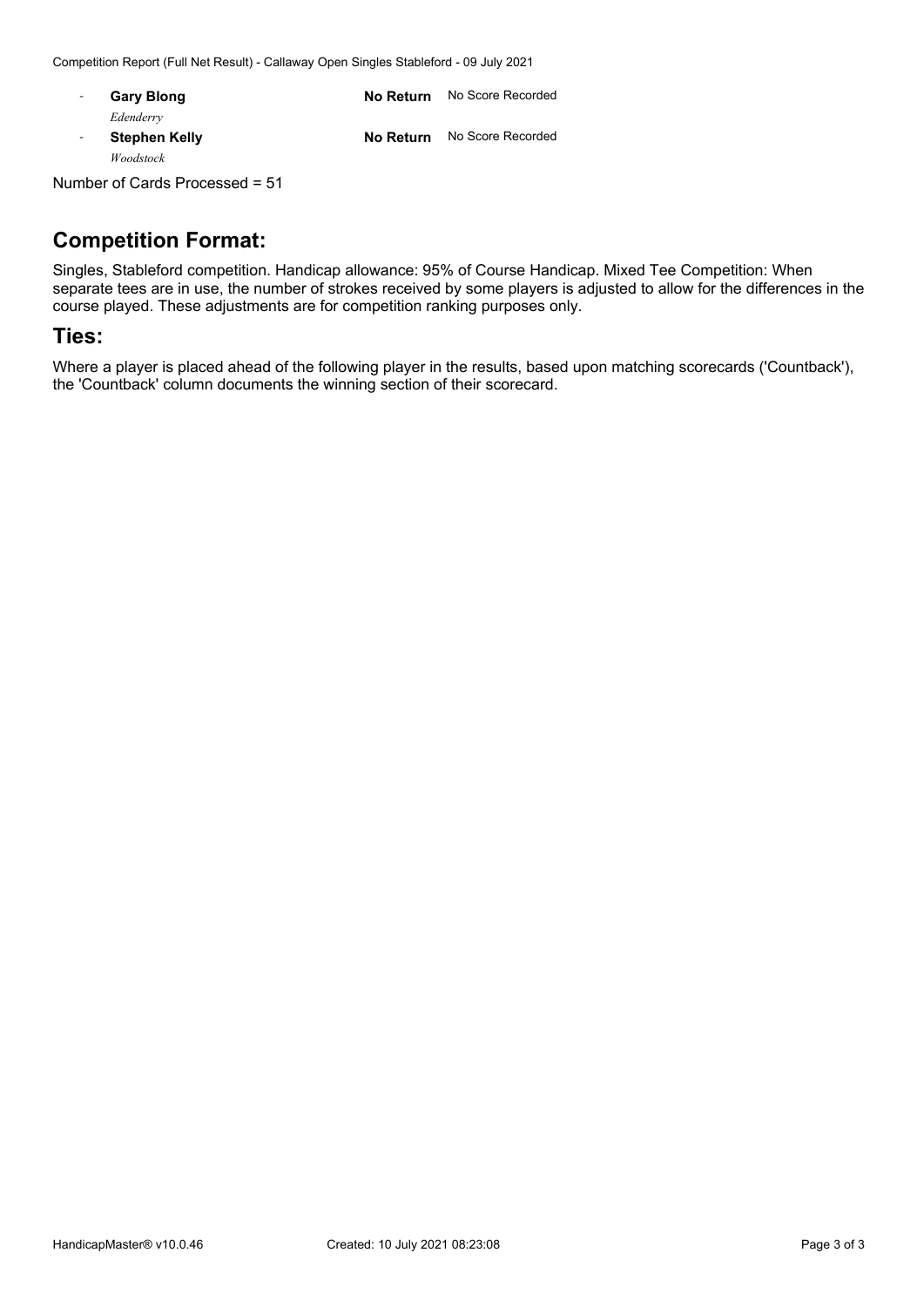| | | | |
|---|---|---|---|
| - | **Gary Blong**<br>*Edenderry* | **No Return** | No Score Recorded |
| - | **Stephen Kelly**<br>*Woodstock* | **No Return** | No Score Recorded |

Number of Cards Processed = 51

## Competition Format:

Singles, Stableford competition. Handicap allowance: 95% of Course Handicap. Mixed Tee Competition: When separate tees are in use, the number of strokes received by some players is adjusted to allow for the differences in the course played. These adjustments are for competition ranking purposes only.

## Ties:

Where a player is placed ahead of the following player in the results, based upon matching scorecards ('Countback'), the 'Countback' column documents the winning section of their scorecard.